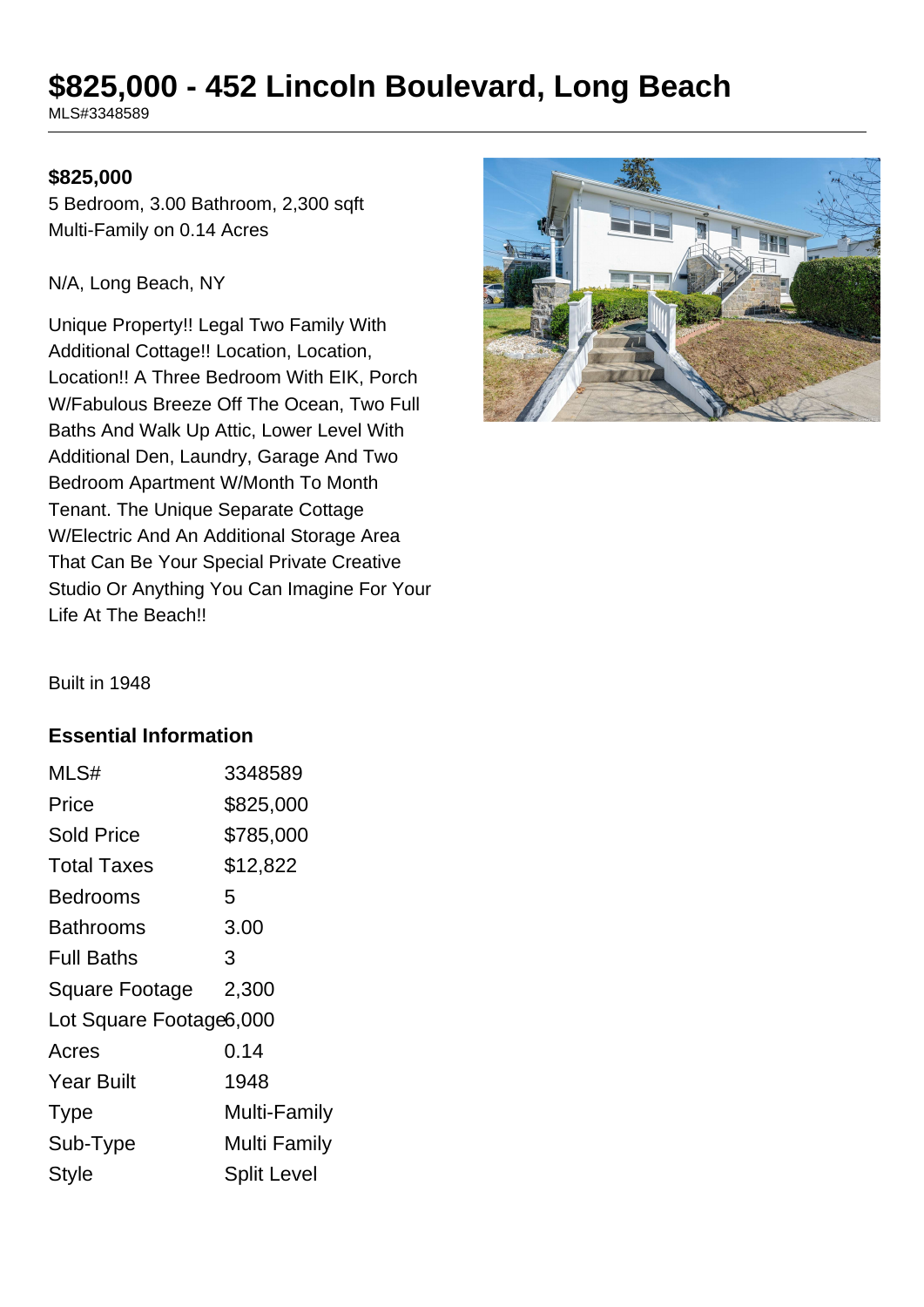# $825,000 - 452 Lincoln Boulevard, Long Beach

MLS#3348589

**$825,000**

5 Bedroom, 3.00 Bathroom, 2,300 sqft
Multi-Family on 0.14 Acres

N/A, Long Beach, NY

Unique Property!! Legal Two Family With Additional Cottage!! Location, Location, Location!! A Three Bedroom With EIK, Porch W/Fabulous Breeze Off The Ocean, Two Full Baths And Walk Up Attic, Lower Level With Additional Den, Laundry, Garage And Two Bedroom Apartment W/Month To Month Tenant. The Unique Separate Cottage W/Electric And An Additional Storage Area That Can Be Your Special Private Creative Studio Or Anything You Can Imagine For Your Life At The Beach!!

Built in 1948

## Essential Information

| | |
|---|---|
| MLS# | 3348589 |
| Price | $825,000 |
| Sold Price | $785,000 |
| Total Taxes | $12,822 |
| Bedrooms | 5 |
| Bathrooms | 3.00 |
| Full Baths | 3 |
| Square Footage | 2,300 |
| Lot Square Footage | 6,000 |
| Acres | 0.14 |
| Year Built | 1948 |
| Type | Multi-Family |
| Sub-Type | Multi Family |
| Style | Split Level |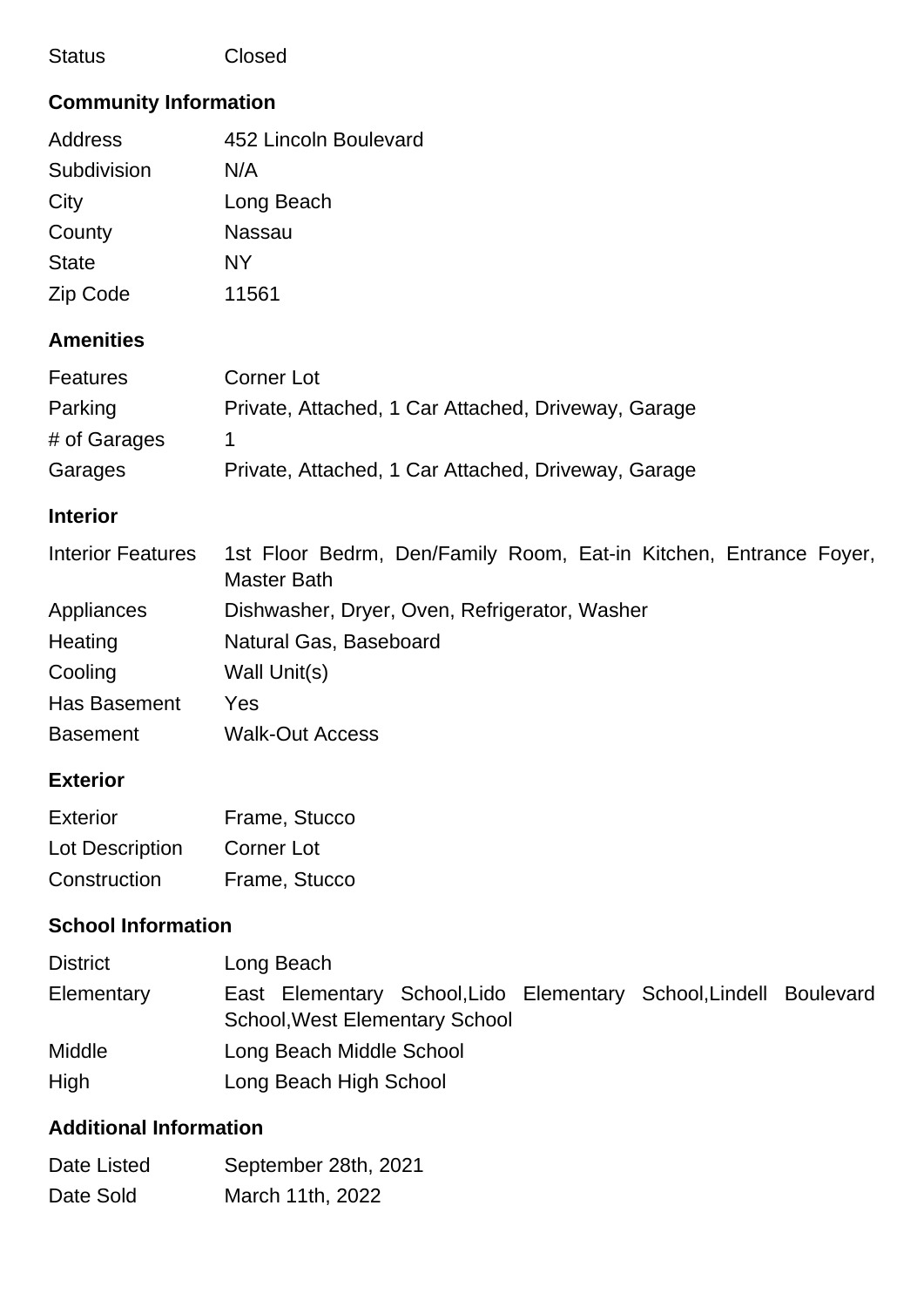| | |
|---|---|
| Status | Closed |

## Community Information

| | |
|---|---|
| Address | 452 Lincoln Boulevard |
| Subdivision | N/A |
| City | Long Beach |
| County | Nassau |
| State | NY |
| Zip Code | 11561 |

## Amenities

| | |
|---|---|
| Features | Corner Lot |
| Parking | Private, Attached, 1 Car Attached, Driveway, Garage |
| # of Garages | 1 |
| Garages | Private, Attached, 1 Car Attached, Driveway, Garage |

## Interior

| | |
|---|---|
| Interior Features | 1st Floor Bedrm, Den/Family Room, Eat-in Kitchen, Entrance Foyer, Master Bath |
| Appliances | Dishwasher, Dryer, Oven, Refrigerator, Washer |
| Heating | Natural Gas, Baseboard |
| Cooling | Wall Unit(s) |
| Has Basement | Yes |
| Basement | Walk-Out Access |

## Exterior

| | |
|---|---|
| Exterior | Frame, Stucco |
| Lot Description | Corner Lot |
| Construction | Frame, Stucco |

## School Information

| | |
|---|---|
| District | Long Beach |
| Elementary | East Elementary School,Lido Elementary School,Lindell Boulevard School,West Elementary School |
| Middle | Long Beach Middle School |
| High | Long Beach High School |

## Additional Information

| | |
|---|---|
| Date Listed | September 28th, 2021 |
| Date Sold | March 11th, 2022 |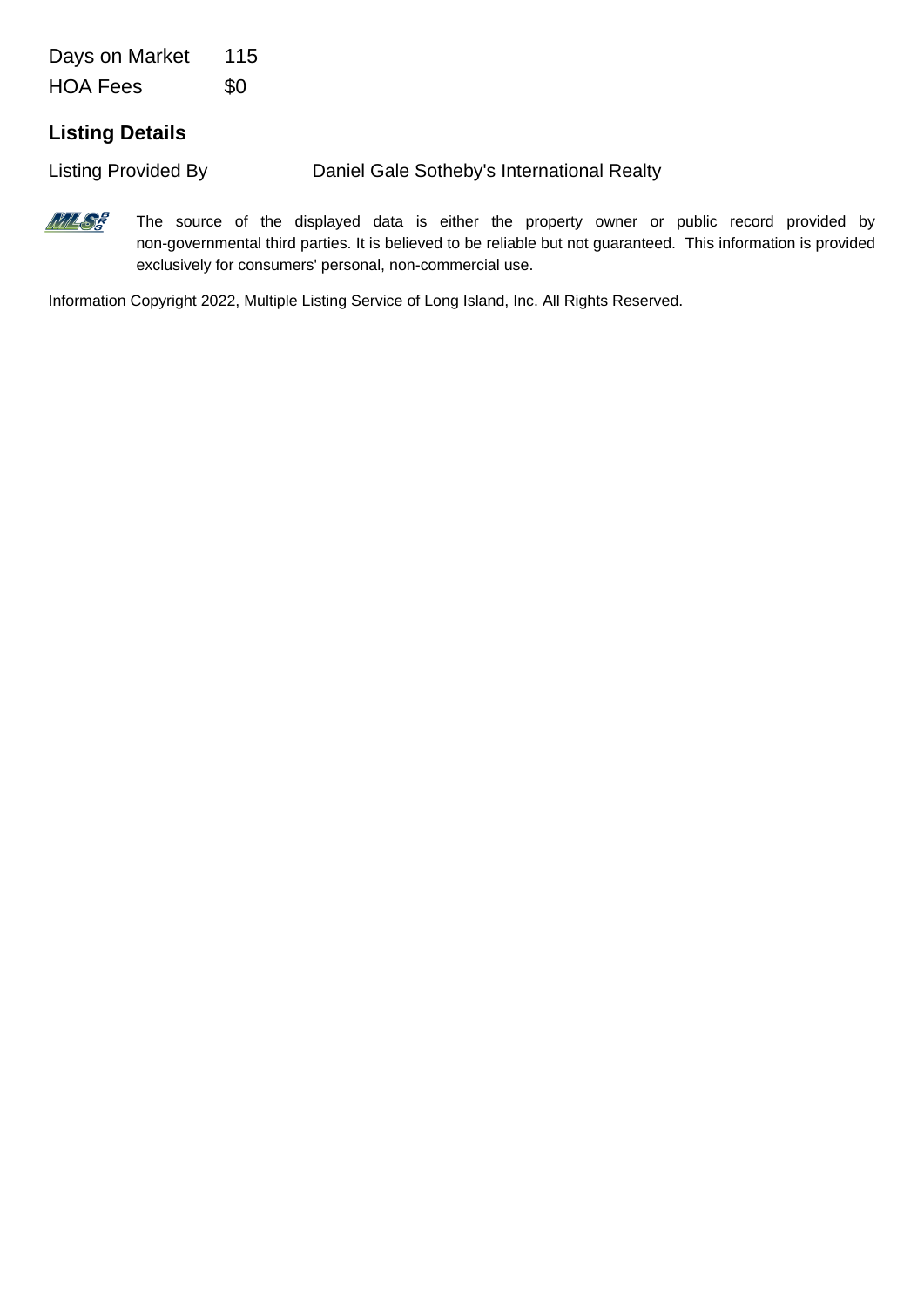| | |
|---|---|
| Days on Market | 115 |
| HOA Fees | $0 |

### Listing Details

| | |
|---|---|
| Listing Provided By | Daniel Gale Sotheby's International Realty |

The source of the displayed data is either the property owner or public record provided by non-governmental third parties. It is believed to be reliable but not guaranteed. This information is provided exclusively for consumers' personal, non-commercial use.

Information Copyright 2022, Multiple Listing Service of Long Island, Inc. All Rights Reserved.